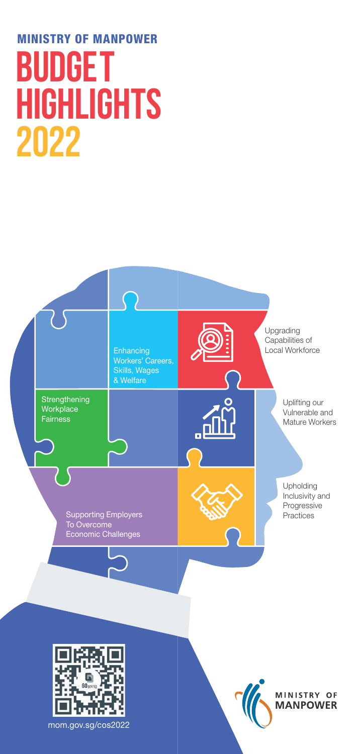## MINISTRY OF MANPOWER

# BUDGET HIGHLIGHTS 2022

- Enhancing Workers' Careers, Skills, Wages & Welfare
- Upgrading Capabilities of Local Workforce
- Strengthening Workplace Fairness
- Uplifting our Vulnerable and Mature Workers
- Supporting Employers To Overcome Economic Challenges
- Upholding Inclusivity and Progressive Practices

mom.gov.sg/cos2022

MINISTRY OF MANPOWER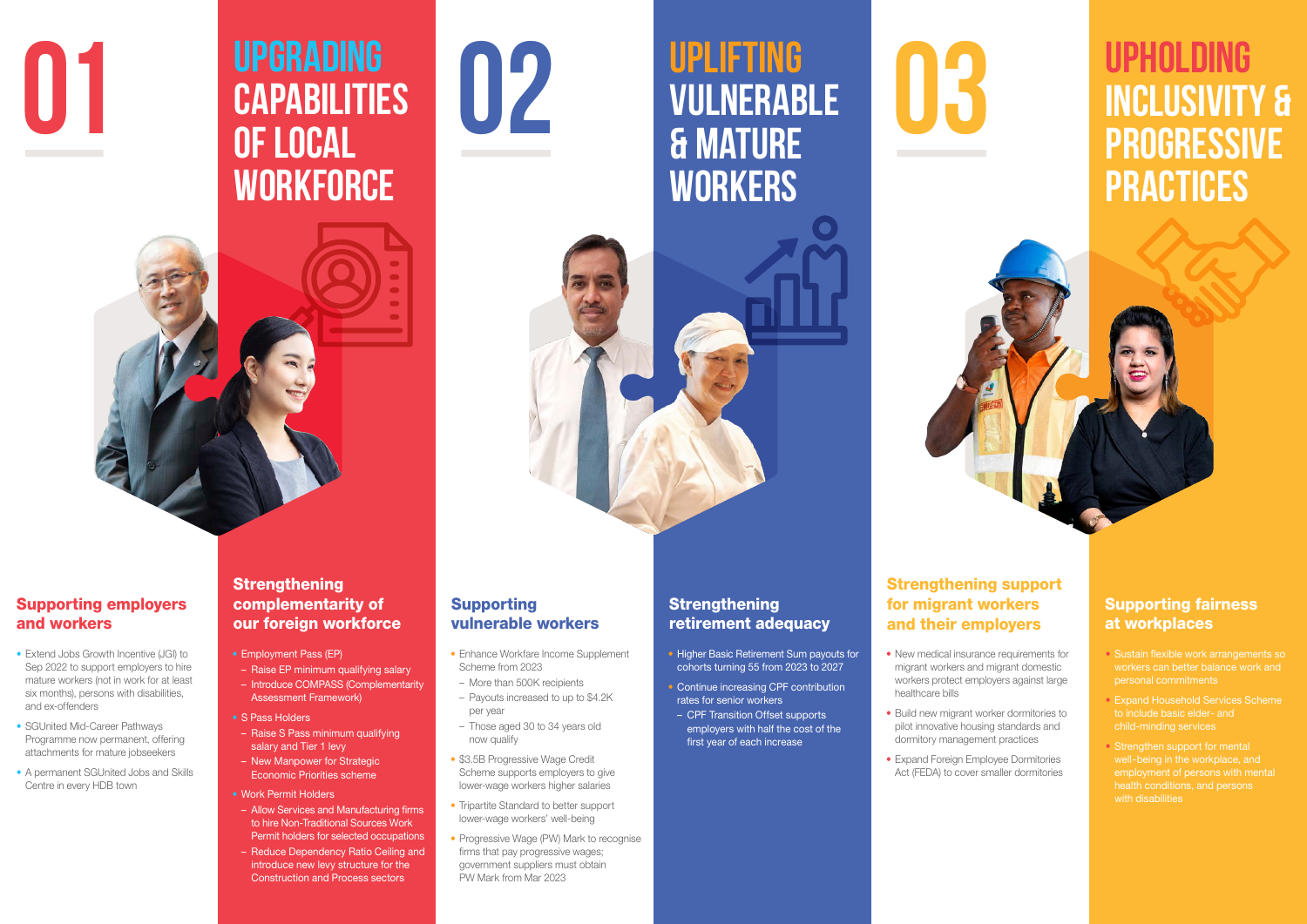# 01 UPGRADING CAPABILITIES OF LOCAL WORKFORCE

### Supporting employers and workers

- Extend Jobs Growth Incentive (JGI) to Sep 2022 to support employers to hire mature workers (not in work for at least six months), persons with disabilities, and ex-offenders
- SGUnited Mid-Career Pathways Programme now permanent, offering attachments for mature jobseekers
- A permanent SGUnited Jobs and Skills Centre in every HDB town

### Strengthening complementarity of our foreign workforce

- Employment Pass (EP)
  - Raise EP minimum qualifying salary
  - Introduce COMPASS (Complementarity Assessment Framework)
- S Pass Holders
  - Raise S Pass minimum qualifying salary and Tier 1 levy
  - New Manpower for Strategic Economic Priorities scheme
- Work Permit Holders
  - Allow Services and Manufacturing firms to hire Non-Traditional Sources Work Permit holders for selected occupations
  - Reduce Dependency Ratio Ceiling and introduce new levy structure for the Construction and Process sectors

# 02 UPLIFTING VULNERABLE & MATURE WORKERS

### Supporting vulnerable workers

- Enhance Workfare Income Supplement Scheme from 2023
  - More than 500K recipients
  - Payouts increased to up to $4.2K per year
  - Those aged 30 to 34 years old now qualify
- $3.5B Progressive Wage Credit Scheme supports employers to give lower-wage workers higher salaries
- Tripartite Standard to better support lower-wage workers' well-being
- Progressive Wage (PW) Mark to recognise firms that pay progressive wages; government suppliers must obtain PW Mark from Mar 2023

### Strengthening retirement adequacy

- Higher Basic Retirement Sum payouts for cohorts turning 55 from 2023 to 2027
- Continue increasing CPF contribution rates for senior workers
  - CPF Transition Offset supports employers with half the cost of the first year of each increase

# 03 UPHOLDING INCLUSIVITY & PROGRESSIVE PRACTICES

### Strengthening support for migrant workers and their employers

- New medical insurance requirements for migrant workers and migrant domestic workers protect employers against large healthcare bills
- Build new migrant worker dormitories to pilot innovative housing standards and dormitory management practices
- Expand Foreign Employee Dormitories Act (FEDA) to cover smaller dormitories

### Supporting fairness at workplaces

- Sustain flexible work arrangements so workers can better balance work and personal commitments
- Expand Household Services Scheme to include basic elder- and child-minding services
- Strengthen support for mental well-being in the workplace, and employment of persons with mental health conditions, and persons with disabilities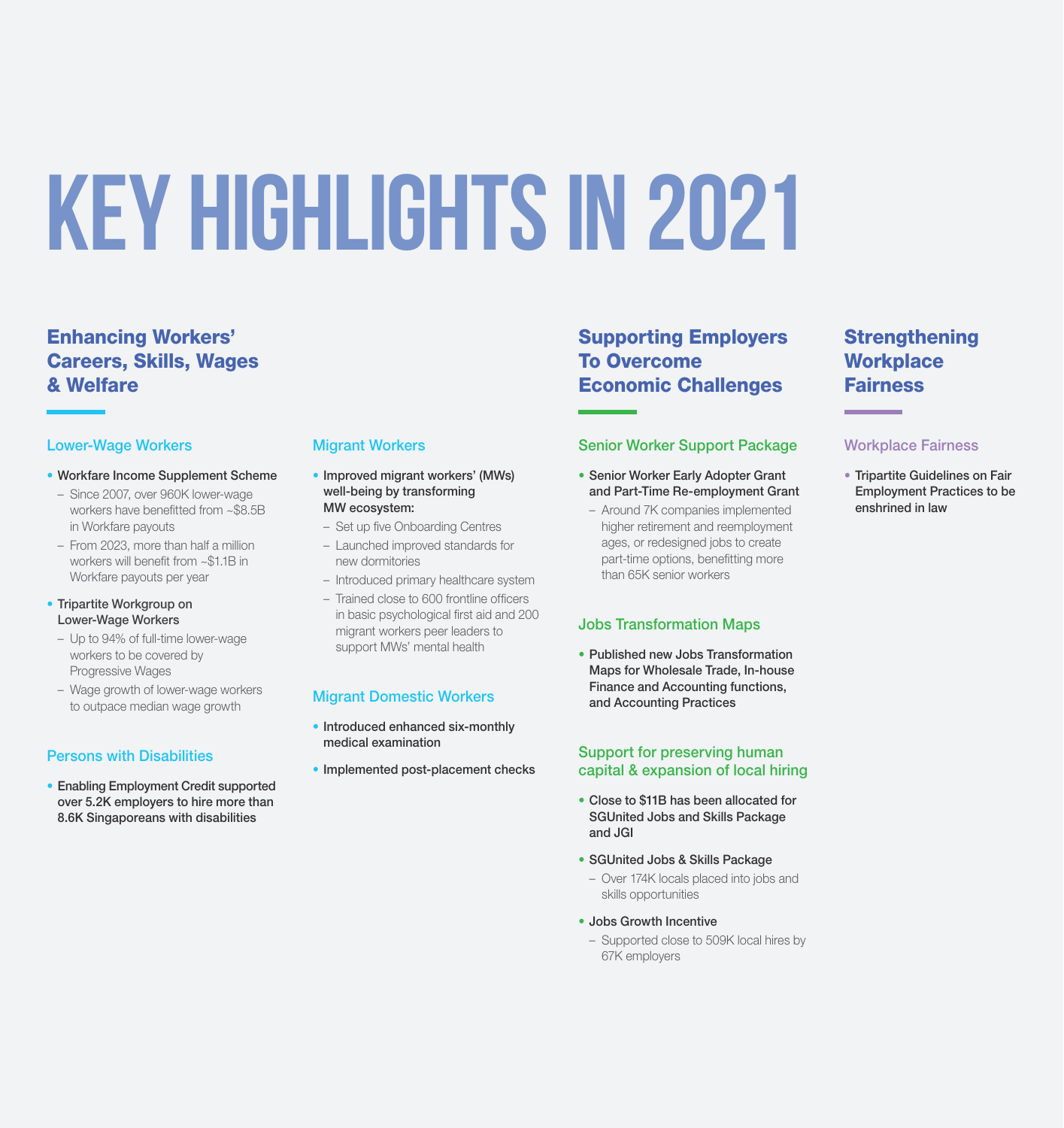# KEY HIGHLIGHTS IN 2021

## Enhancing Workers' Careers, Skills, Wages & Welfare

### Lower-Wage Workers

- **Workfare Income Supplement Scheme**
  - Since 2007, over 960K lower-wage workers have benefitted from ~$8.5B in Workfare payouts
  - From 2023, more than half a million workers will benefit from ~$1.1B in Workfare payouts per year
- **Tripartite Workgroup on Lower-Wage Workers**
  - Up to 94% of full-time lower-wage workers to be covered by Progressive Wages
  - Wage growth of lower-wage workers to outpace median wage growth

### Persons with Disabilities

- **Enabling Employment Credit supported over 5.2K employers to hire more than 8.6K Singaporeans with disabilities**

### Migrant Workers

- **Improved migrant workers' (MWs) well-being by transforming MW ecosystem:**
  - Set up five Onboarding Centres
  - Launched improved standards for new dormitories
  - Introduced primary healthcare system
  - Trained close to 600 frontline officers in basic psychological first aid and 200 migrant workers peer leaders to support MWs' mental health

### Migrant Domestic Workers

- **Introduced enhanced six-monthly medical examination**
- **Implemented post-placement checks**

## Supporting Employers To Overcome Economic Challenges

### Senior Worker Support Package

- **Senior Worker Early Adopter Grant and Part-Time Re-employment Grant**
  - Around 7K companies implemented higher retirement and reemployment ages, or redesigned jobs to create part-time options, benefitting more than 65K senior workers

### Jobs Transformation Maps

- **Published new Jobs Transformation Maps for Wholesale Trade, In-house Finance and Accounting functions, and Accounting Practices**

### Support for preserving human capital & expansion of local hiring

- **Close to $11B has been allocated for SGUnited Jobs and Skills Package and JGI**
- **SGUnited Jobs & Skills Package**
  - Over 174K locals placed into jobs and skills opportunities
- **Jobs Growth Incentive**
  - Supported close to 509K local hires by 67K employers

## Strengthening Workplace Fairness

### Workplace Fairness

- **Tripartite Guidelines on Fair Employment Practices to be enshrined in law**